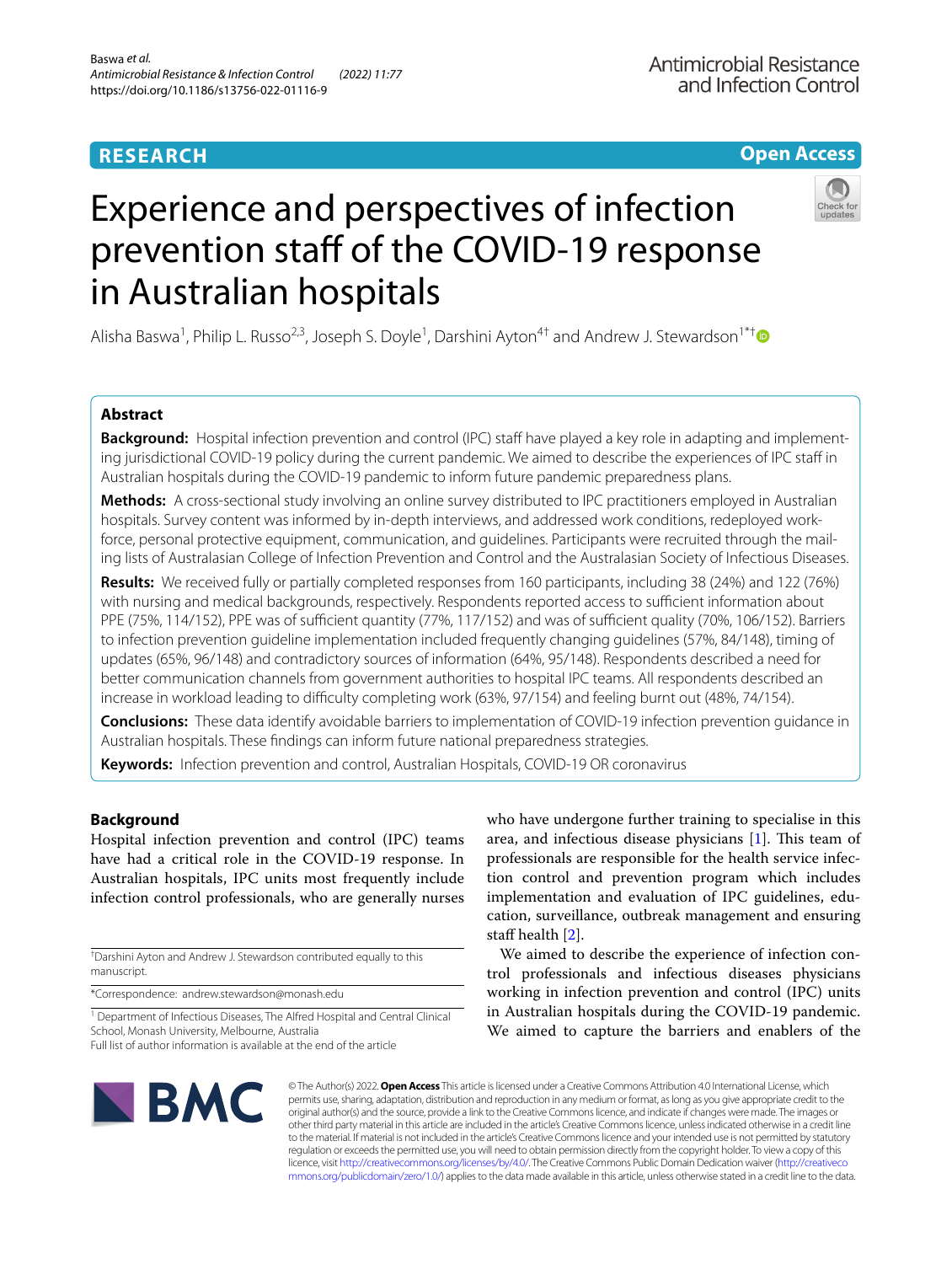RESEARCH

Open Access

# Experience and perspectives of infection prevention staff of the COVID-19 response in Australian hospitals

Alisha Baswa[1], Philip L. Russo[2,3], Joseph S. Doyle[1], Darshini Ayton[4†] and Andrew J. Stewardson[1*†]

## Abstract

**Background:** Hospital infection prevention and control (IPC) staff have played a key role in adapting and implementing jurisdictional COVID-19 policy during the current pandemic. We aimed to describe the experiences of IPC staff in Australian hospitals during the COVID-19 pandemic to inform future pandemic preparedness plans.

**Methods:** A cross-sectional study involving an online survey distributed to IPC practitioners employed in Australian hospitals. Survey content was informed by in-depth interviews, and addressed work conditions, redeployed workforce, personal protective equipment, communication, and guidelines. Participants were recruited through the mailing lists of Australasian College of Infection Prevention and Control and the Australasian Society of Infectious Diseases.

**Results:** We received fully or partially completed responses from 160 participants, including 38 (24%) and 122 (76%) with nursing and medical backgrounds, respectively. Respondents reported access to sufficient information about PPE (75%, 114/152), PPE was of sufficient quantity (77%, 117/152) and was of sufficient quality (70%, 106/152). Barriers to infection prevention guideline implementation included frequently changing guidelines (57%, 84/148), timing of updates (65%, 96/148) and contradictory sources of information (64%, 95/148). Respondents described a need for better communication channels from government authorities to hospital IPC teams. All respondents described an increase in workload leading to difficulty completing work (63%, 97/154) and feeling burnt out (48%, 74/154).

**Conclusions:** These data identify avoidable barriers to implementation of COVID-19 infection prevention guidance in Australian hospitals. These findings can inform future national preparedness strategies.

**Keywords:** Infection prevention and control, Australian Hospitals, COVID-19 OR coronavirus

## Background

Hospital infection prevention and control (IPC) teams have had a critical role in the COVID-19 response. In Australian hospitals, IPC units most frequently include infection control professionals, who are generally nurses who have undergone further training to specialise in this area, and infectious disease physicians [1]. This team of professionals are responsible for the health service infection control and prevention program which includes implementation and evaluation of IPC guidelines, education, surveillance, outbreak management and ensuring staff health [2].

We aimed to describe the experience of infection control professionals and infectious diseases physicians working in infection prevention and control (IPC) units in Australian hospitals during the COVID-19 pandemic. We aimed to capture the barriers and enablers of the

†Darshini Ayton and Andrew J. Stewardson contributed equally to this manuscript.

*Correspondence: andrew.stewardson@monash.edu

[1] Department of Infectious Diseases, The Alfred Hospital and Central Clinical School, Monash University, Melbourne, Australia
Full list of author information is available at the end of the article

© The Author(s) 2022. **Open Access** This article is licensed under a Creative Commons Attribution 4.0 International License, which permits use, sharing, adaptation, distribution and reproduction in any medium or format, as long as you give appropriate credit to the original author(s) and the source, provide a link to the Creative Commons licence, and indicate if changes were made. The images or other third party material in this article are included in the article's Creative Commons licence, unless indicated otherwise in a credit line to the material. If material is not included in the article's Creative Commons licence and your intended use is not permitted by statutory regulation or exceeds the permitted use, you will need to obtain permission directly from the copyright holder. To view a copy of this licence, visit http://creativecommons.org/licenses/by/4.0/. The Creative Commons Public Domain Dedication waiver (http://creativecommons.org/publicdomain/zero/1.0/) applies to the data made available in this article, unless otherwise stated in a credit line to the data.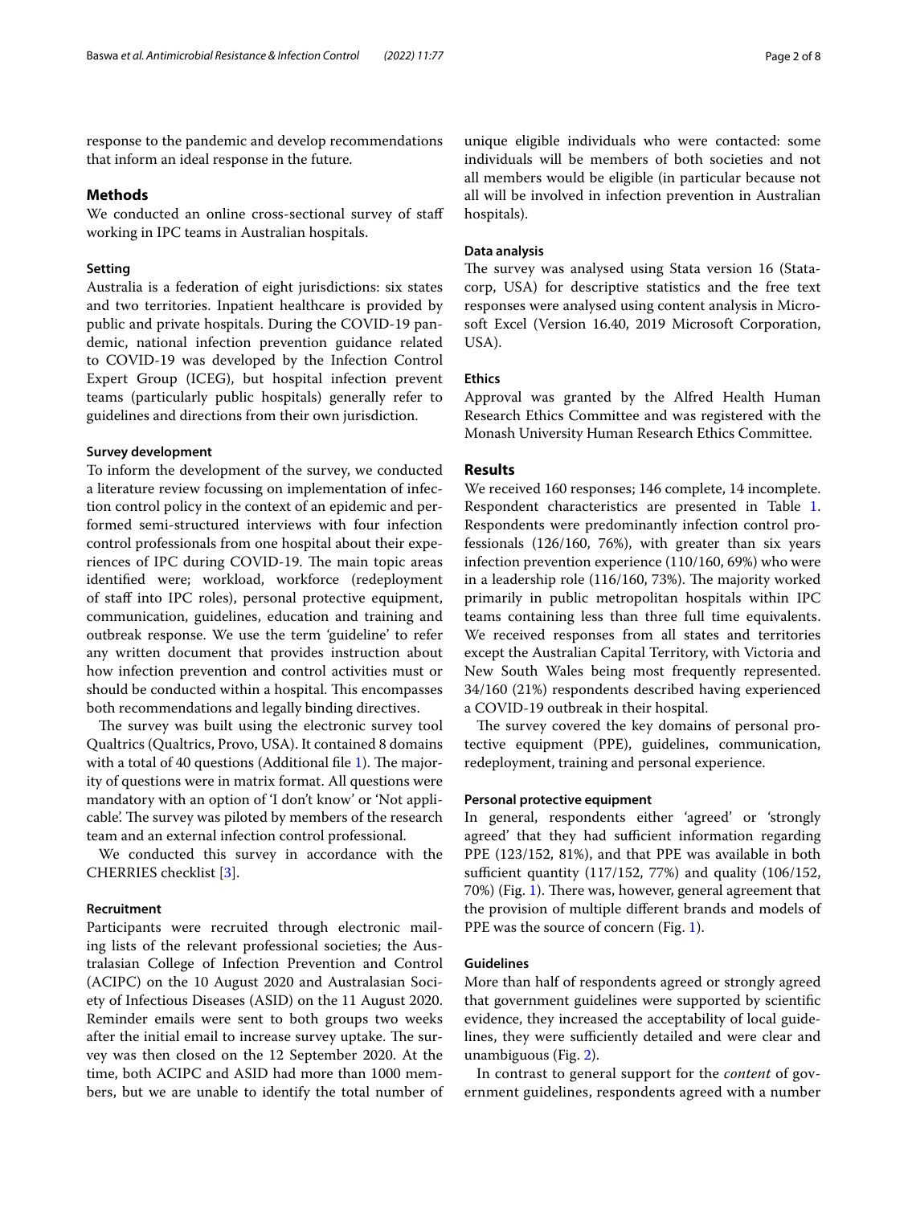response to the pandemic and develop recommendations that inform an ideal response in the future.

## Methods

We conducted an online cross-sectional survey of staff working in IPC teams in Australian hospitals.

### Setting

Australia is a federation of eight jurisdictions: six states and two territories. Inpatient healthcare is provided by public and private hospitals. During the COVID-19 pandemic, national infection prevention guidance related to COVID-19 was developed by the Infection Control Expert Group (ICEG), but hospital infection prevent teams (particularly public hospitals) generally refer to guidelines and directions from their own jurisdiction.

### Survey development

To inform the development of the survey, we conducted a literature review focussing on implementation of infection control policy in the context of an epidemic and performed semi-structured interviews with four infection control professionals from one hospital about their experiences of IPC during COVID-19. The main topic areas identified were; workload, workforce (redeployment of staff into IPC roles), personal protective equipment, communication, guidelines, education and training and outbreak response. We use the term 'guideline' to refer any written document that provides instruction about how infection prevention and control activities must or should be conducted within a hospital. This encompasses both recommendations and legally binding directives.

The survey was built using the electronic survey tool Qualtrics (Qualtrics, Provo, USA). It contained 8 domains with a total of 40 questions (Additional file 1). The majority of questions were in matrix format. All questions were mandatory with an option of 'I don't know' or 'Not applicable'. The survey was piloted by members of the research team and an external infection control professional.

We conducted this survey in accordance with the CHERRIES checklist [3].

### Recruitment

Participants were recruited through electronic mailing lists of the relevant professional societies; the Australasian College of Infection Prevention and Control (ACIPC) on the 10 August 2020 and Australasian Society of Infectious Diseases (ASID) on the 11 August 2020. Reminder emails were sent to both groups two weeks after the initial email to increase survey uptake. The survey was then closed on the 12 September 2020. At the time, both ACIPC and ASID had more than 1000 members, but we are unable to identify the total number of unique eligible individuals who were contacted: some individuals will be members of both societies and not all members would be eligible (in particular because not all will be involved in infection prevention in Australian hospitals).

### Data analysis

The survey was analysed using Stata version 16 (Statacorp, USA) for descriptive statistics and the free text responses were analysed using content analysis in Microsoft Excel (Version 16.40, 2019 Microsoft Corporation, USA).

### Ethics

Approval was granted by the Alfred Health Human Research Ethics Committee and was registered with the Monash University Human Research Ethics Committee.

## Results

We received 160 responses; 146 complete, 14 incomplete. Respondent characteristics are presented in Table 1. Respondents were predominantly infection control professionals (126/160, 76%), with greater than six years infection prevention experience (110/160, 69%) who were in a leadership role (116/160, 73%). The majority worked primarily in public metropolitan hospitals within IPC teams containing less than three full time equivalents. We received responses from all states and territories except the Australian Capital Territory, with Victoria and New South Wales being most frequently represented. 34/160 (21%) respondents described having experienced a COVID-19 outbreak in their hospital.

The survey covered the key domains of personal protective equipment (PPE), guidelines, communication, redeployment, training and personal experience.

### Personal protective equipment

In general, respondents either 'agreed' or 'strongly agreed' that they had sufficient information regarding PPE (123/152, 81%), and that PPE was available in both sufficient quantity (117/152, 77%) and quality (106/152, 70%) (Fig. 1). There was, however, general agreement that the provision of multiple different brands and models of PPE was the source of concern (Fig. 1).

### Guidelines

More than half of respondents agreed or strongly agreed that government guidelines were supported by scientific evidence, they increased the acceptability of local guidelines, they were sufficiently detailed and were clear and unambiguous (Fig. 2).

In contrast to general support for the *content* of government guidelines, respondents agreed with a number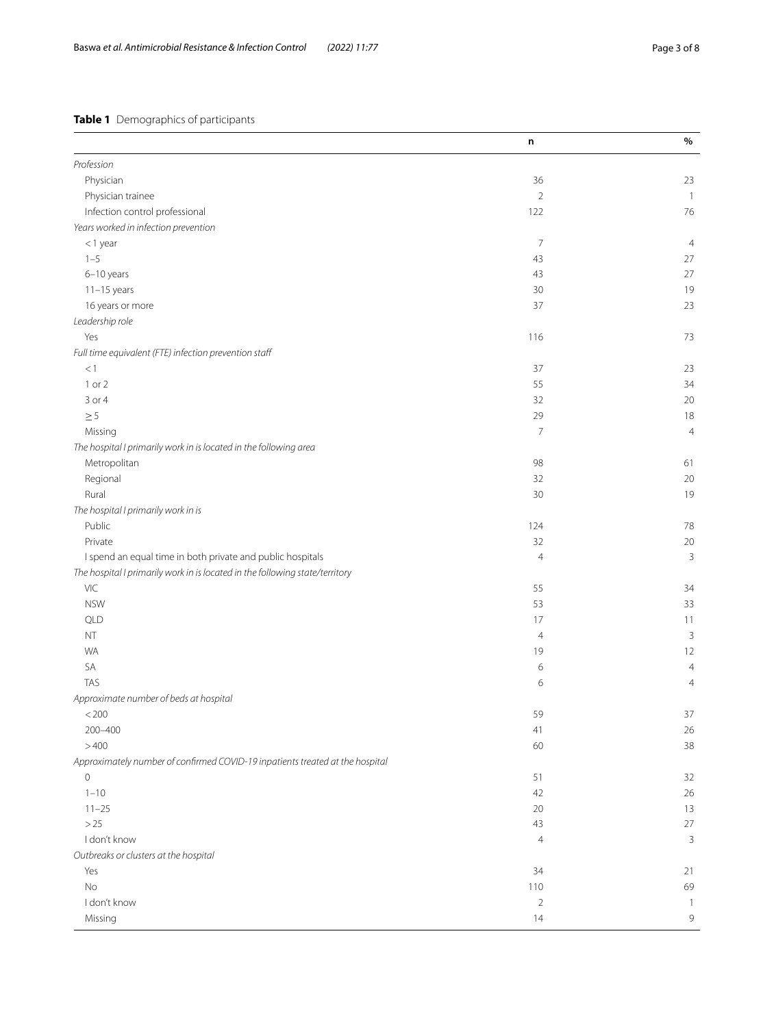**Table 1** Demographics of participants

| | n | % |
|---|---|---|
| *Profession* | | |
| Physician | 36 | 23 |
| Physician trainee | 2 | 1 |
| Infection control professional | 122 | 76 |
| *Years worked in infection prevention* | | |
| < 1 year | 7 | 4 |
| 1–5 | 43 | 27 |
| 6–10 years | 43 | 27 |
| 11–15 years | 30 | 19 |
| 16 years or more | 37 | 23 |
| *Leadership role* | | |
| Yes | 116 | 73 |
| *Full time equivalent (FTE) infection prevention staff* | | |
| < 1 | 37 | 23 |
| 1 or 2 | 55 | 34 |
| 3 or 4 | 32 | 20 |
| ≥ 5 | 29 | 18 |
| Missing | 7 | 4 |
| *The hospital I primarily work in is located in the following area* | | |
| Metropolitan | 98 | 61 |
| Regional | 32 | 20 |
| Rural | 30 | 19 |
| *The hospital I primarily work in is* | | |
| Public | 124 | 78 |
| Private | 32 | 20 |
| I spend an equal time in both private and public hospitals | 4 | 3 |
| *The hospital I primarily work in is located in the following state/territory* | | |
| VIC | 55 | 34 |
| NSW | 53 | 33 |
| QLD | 17 | 11 |
| NT | 4 | 3 |
| WA | 19 | 12 |
| SA | 6 | 4 |
| TAS | 6 | 4 |
| *Approximate number of beds at hospital* | | |
| < 200 | 59 | 37 |
| 200–400 | 41 | 26 |
| > 400 | 60 | 38 |
| *Approximately number of confirmed COVID-19 inpatients treated at the hospital* | | |
| 0 | 51 | 32 |
| 1–10 | 42 | 26 |
| 11–25 | 20 | 13 |
| > 25 | 43 | 27 |
| I don't know | 4 | 3 |
| *Outbreaks or clusters at the hospital* | | |
| Yes | 34 | 21 |
| No | 110 | 69 |
| I don't know | 2 | 1 |
| Missing | 14 | 9 |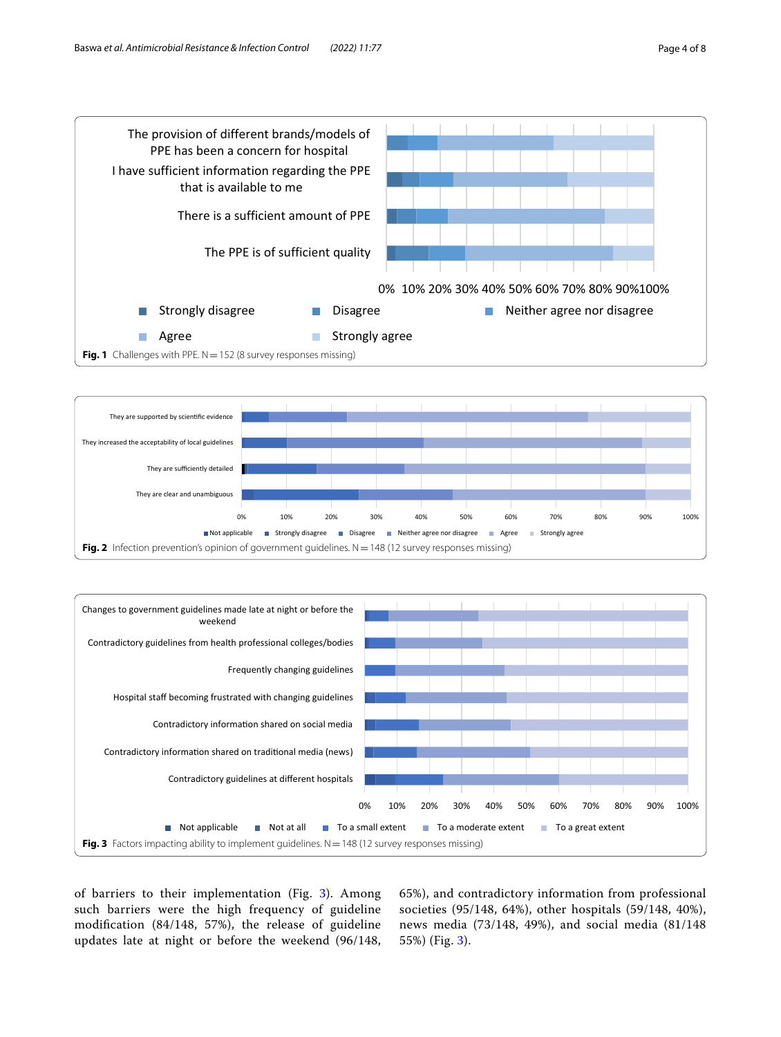Fig. 1 Challenges with PPE. N = 152 (8 survey responses missing)

Fig. 2 Infection prevention's opinion of government guidelines. N = 148 (12 survey responses missing)

Fig. 3 Factors impacting ability to implement guidelines. N = 148 (12 survey responses missing)

of barriers to their implementation (Fig. 3). Among such barriers were the high frequency of guideline modification (84/148, 57%), the release of guideline updates late at night or before the weekend (96/148, 65%), and contradictory information from professional societies (95/148, 64%), other hospitals (59/148, 40%), news media (73/148, 49%), and social media (81/148 55%) (Fig. 3).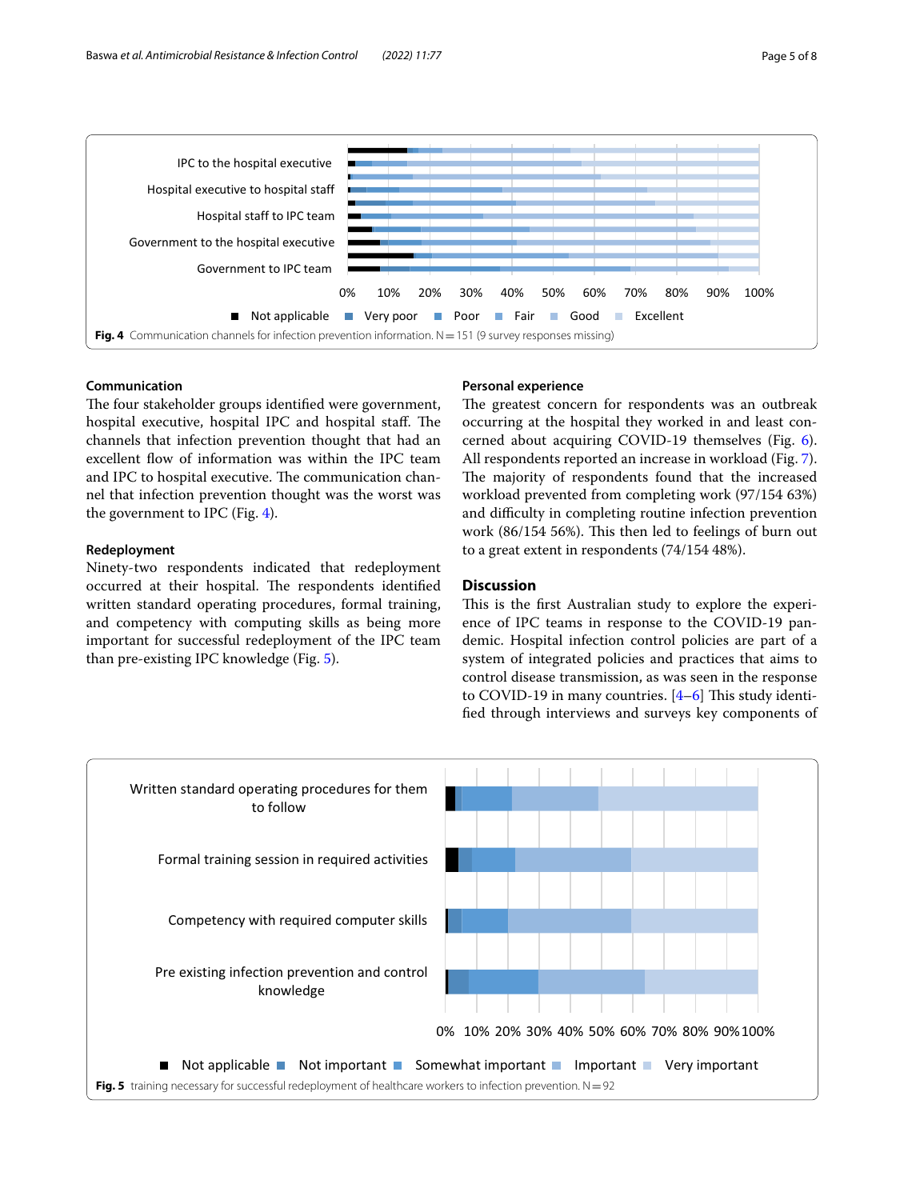Fig. 4 Communication channels for infection prevention information. N = 151 (9 survey responses missing)

### Communication

The four stakeholder groups identified were government, hospital executive, hospital IPC and hospital staff. The channels that infection prevention thought that had an excellent flow of information was within the IPC team and IPC to hospital executive. The communication channel that infection prevention thought was the worst was the government to IPC (Fig. 4).

### Redeployment

Ninety-two respondents indicated that redeployment occurred at their hospital. The respondents identified written standard operating procedures, formal training, and competency with computing skills as being more important for successful redeployment of the IPC team than pre-existing IPC knowledge (Fig. 5).

### Personal experience

The greatest concern for respondents was an outbreak occurring at the hospital they worked in and least concerned about acquiring COVID-19 themselves (Fig. 6). All respondents reported an increase in workload (Fig. 7). The majority of respondents found that the increased workload prevented from completing work (97/154 63%) and difficulty in completing routine infection prevention work (86/154 56%). This then led to feelings of burn out to a great extent in respondents (74/154 48%).

## Discussion

This is the first Australian study to explore the experience of IPC teams in response to the COVID-19 pandemic. Hospital infection control policies are part of a system of integrated policies and practices that aims to control disease transmission, as was seen in the response to COVID-19 in many countries. [4–6] This study identified through interviews and surveys key components of

Fig. 5 training necessary for successful redeployment of healthcare workers to infection prevention. N = 92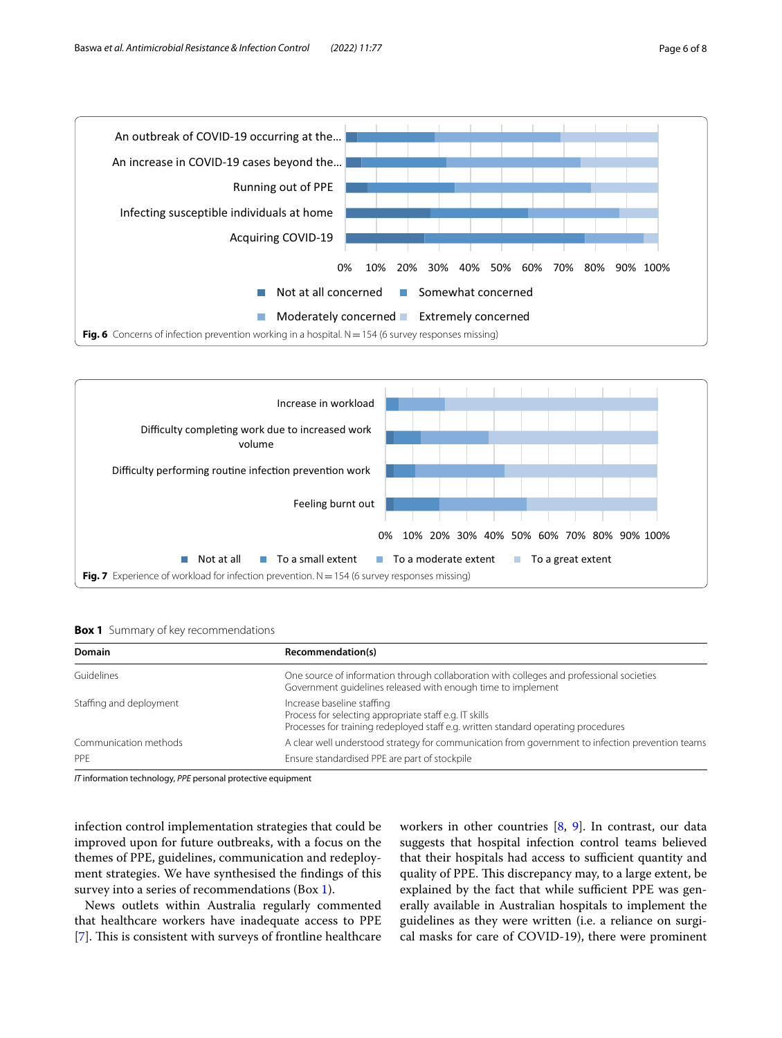**Fig. 6** Concerns of infection prevention working in a hospital. N = 154 (6 survey responses missing)

**Fig. 7** Experience of workload for infection prevention. N = 154 (6 survey responses missing)

**Box 1** Summary of key recommendations

| Domain | Recommendation(s) |
|---|---|
| Guidelines | One source of information through collaboration with colleges and professional societies<br>Government guidelines released with enough time to implement |
| Staffing and deployment | Increase baseline staffing<br>Process for selecting appropriate staff e.g. IT skills<br>Processes for training redeployed staff e.g. written standard operating procedures |
| Communication methods | A clear well understood strategy for communication from government to infection prevention teams |
| PPE | Ensure standardised PPE are part of stockpile |

*IT* information technology, *PPE* personal protective equipment

infection control implementation strategies that could be improved upon for future outbreaks, with a focus on the themes of PPE, guidelines, communication and redeployment strategies. We have synthesised the findings of this survey into a series of recommendations (Box 1).

News outlets within Australia regularly commented that healthcare workers have inadequate access to PPE [7]. This is consistent with surveys of frontline healthcare workers in other countries [8, 9]. In contrast, our data suggests that hospital infection control teams believed that their hospitals had access to sufficient quantity and quality of PPE. This discrepancy may, to a large extent, be explained by the fact that while sufficient PPE was generally available in Australian hospitals to implement the guidelines as they were written (i.e. a reliance on surgical masks for care of COVID-19), there were prominent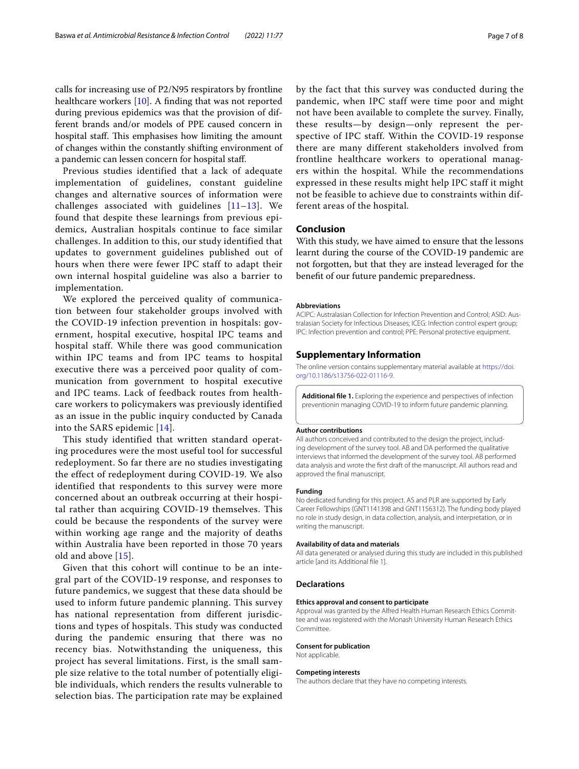calls for increasing use of P2/N95 respirators by frontline healthcare workers [10]. A finding that was not reported during previous epidemics was that the provision of different brands and/or models of PPE caused concern in hospital staff. This emphasises how limiting the amount of changes within the constantly shifting environment of a pandemic can lessen concern for hospital staff.

Previous studies identified that a lack of adequate implementation of guidelines, constant guideline changes and alternative sources of information were challenges associated with guidelines [11–13]. We found that despite these learnings from previous epidemics, Australian hospitals continue to face similar challenges. In addition to this, our study identified that updates to government guidelines published out of hours when there were fewer IPC staff to adapt their own internal hospital guideline was also a barrier to implementation.

We explored the perceived quality of communication between four stakeholder groups involved with the COVID-19 infection prevention in hospitals: government, hospital executive, hospital IPC teams and hospital staff. While there was good communication within IPC teams and from IPC teams to hospital executive there was a perceived poor quality of communication from government to hospital executive and IPC teams. Lack of feedback routes from healthcare workers to policymakers was previously identified as an issue in the public inquiry conducted by Canada into the SARS epidemic [14].

This study identified that written standard operating procedures were the most useful tool for successful redeployment. So far there are no studies investigating the effect of redeployment during COVID-19. We also identified that respondents to this survey were more concerned about an outbreak occurring at their hospital rather than acquiring COVID-19 themselves. This could be because the respondents of the survey were within working age range and the majority of deaths within Australia have been reported in those 70 years old and above [15].

Given that this cohort will continue to be an integral part of the COVID-19 response, and responses to future pandemics, we suggest that these data should be used to inform future pandemic planning. This survey has national representation from different jurisdictions and types of hospitals. This study was conducted during the pandemic ensuring that there was no recency bias. Notwithstanding the uniqueness, this project has several limitations. First, is the small sample size relative to the total number of potentially eligible individuals, which renders the results vulnerable to selection bias. The participation rate may be explained by the fact that this survey was conducted during the pandemic, when IPC staff were time poor and might not have been available to complete the survey. Finally, these results—by design—only represent the perspective of IPC staff. Within the COVID-19 response there are many different stakeholders involved from frontline healthcare workers to operational managers within the hospital. While the recommendations expressed in these results might help IPC staff it might not be feasible to achieve due to constraints within different areas of the hospital.

## Conclusion

With this study, we have aimed to ensure that the lessons learnt during the course of the COVID-19 pandemic are not forgotten, but that they are instead leveraged for the benefit of our future pandemic preparedness.

#### Abbreviations

ACIPC: Australasian Collection for Infection Prevention and Control; ASID: Australasian Society for Infectious Diseases; ICEG: Infection control expert group; IPC: Infection prevention and control; PPE: Personal protective equipment.

## Supplementary Information

The online version contains supplementary material available at https://doi.org/10.1186/s13756-022-01116-9.

**Additional file 1.** Exploring the experience and perspectives of infection preventionin managing COVID-19 to inform future pandemic planning.

#### Author contributions

All authors conceived and contributed to the design the project, including development of the survey tool. AB and DA performed the qualitative interviews that informed the development of the survey tool. AB performed data analysis and wrote the first draft of the manuscript. All authors read and approved the final manuscript.

#### Funding

No dedicated funding for this project. AS and PLR are supported by Early Career Fellowships (GNT1141398 and GNT1156312). The funding body played no role in study design, in data collection, analysis, and interpretation, or in writing the manuscript.

#### Availability of data and materials

All data generated or analysed during this study are included in this published article [and its Additional file 1].

### Declarations

#### Ethics approval and consent to participate

Approval was granted by the Alfred Health Human Research Ethics Committee and was registered with the Monash University Human Research Ethics Committee.

#### Consent for publication

Not applicable.

#### Competing interests

The authors declare that they have no competing interests.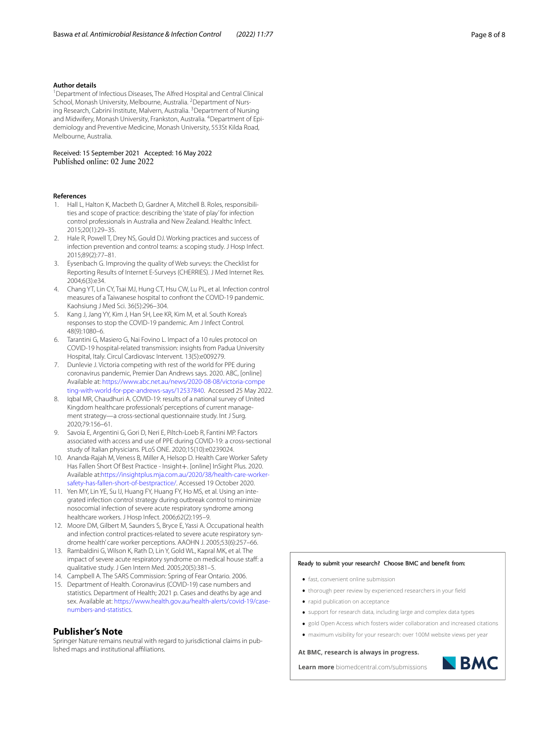### Author details

[1] Department of Infectious Diseases, The Alfred Hospital and Central Clinical School, Monash University, Melbourne, Australia. [2] Department of Nursing Research, Cabrini Institute, Malvern, Australia. [3] Department of Nursing and Midwifery, Monash University, Frankston, Australia. [4] Department of Epidemiology and Preventive Medicine, Monash University, 553St Kilda Road, Melbourne, Australia.

Received: 15 September 2021 Accepted: 16 May 2022
Published online: 02 June 2022

### References

1. Hall L, Halton K, Macbeth D, Gardner A, Mitchell B. Roles, responsibilities and scope of practice: describing the 'state of play' for infection control professionals in Australia and New Zealand. Healthc Infect. 2015;20(1):29–35.
2. Hale R, Powell T, Drey NS, Gould DJ. Working practices and success of infection prevention and control teams: a scoping study. J Hosp Infect. 2015;89(2):77–81.
3. Eysenbach G. Improving the quality of Web surveys: the Checklist for Reporting Results of Internet E-Surveys (CHERRIES). J Med Internet Res. 2004;6(3):e34.
4. Chang YT, Lin CY, Tsai MJ, Hung CT, Hsu CW, Lu PL, et al. Infection control measures of a Taiwanese hospital to confront the COVID-19 pandemic. Kaohsiung J Med Sci. 36(5):296–304.
5. Kang J, Jang YY, Kim J, Han SH, Lee KR, Kim M, et al. South Korea's responses to stop the COVID-19 pandemic. Am J Infect Control. 48(9):1080–6.
6. Tarantini G, Masiero G, Nai Fovino L. Impact of a 10 rules protocol on COVID-19 hospital-related transmission: insights from Padua University Hospital, Italy. Circul Cardiovasc Intervent. 13(5):e009279.
7. Dunlevie J. Victoria competing with rest of the world for PPE during coronavirus pandemic, Premier Dan Andrews says. 2020. ABC, [online] Available at: https://www.abc.net.au/news/2020-08-08/victoria-competing-with-world-for-ppe-andrews-says/12537840. Accessed 25 May 2022.
8. Iqbal MR, Chaudhuri A. COVID-19: results of a national survey of United Kingdom healthcare professionals' perceptions of current management strategy—a cross-sectional questionnaire study. Int J Surg. 2020;79:156–61.
9. Savoia E, Argentini G, Gori D, Neri E, Piltch-Loeb R, Fantini MP. Factors associated with access and use of PPE during COVID-19: a cross-sectional study of Italian physicians. PLoS ONE. 2020;15(10):e0239024.
10. Ananda-Rajah M, Veness B, Miller A, Helsop D. Health Care Worker Safety Has Fallen Short Of Best Practice - Insight+. [online] InSight Plus. 2020. Available at:https://insightplus.mja.com.au/2020/38/health-care-worker-safety-has-fallen-short-of-bestpractice/. Accessed 19 October 2020.
11. Yen MY, Lin YE, Su IJ, Huang FY, Huang FY, Ho MS, et al. Using an integrated infection control strategy during outbreak control to minimize nosocomial infection of severe acute respiratory syndrome among healthcare workers. J Hosp Infect. 2006;62(2):195–9.
12. Moore DM, Gilbert M, Saunders S, Bryce E, Yassi A. Occupational health and infection control practices-related to severe acute respiratory syndrome health' care worker perceptions. AAOHN J. 2005;53(6):257–66.
13. Rambaldini G, Wilson K, Rath D, Lin Y, Gold WL, Kapral MK, et al. The impact of severe acute respiratory syndrome on medical house staff: a qualitative study. J Gen Intern Med. 2005;20(5):381–5.
14. Campbell A. The SARS Commission: Spring of Fear Ontario. 2006.
15. Department of Health. Coronavirus (COVID-19) case numbers and statistics. Department of Health; 2021 p. Cases and deaths by age and sex. Available at: https://www.health.gov.au/health-alerts/covid-19/case-numbers-and-statistics.

## Publisher's Note

Springer Nature remains neutral with regard to jurisdictional claims in published maps and institutional affiliations.

Ready to submit your research? Choose BMC and benefit from:

- fast, convenient online submission
- thorough peer review by experienced researchers in your field
- rapid publication on acceptance
- support for research data, including large and complex data types
- gold Open Access which fosters wider collaboration and increased citations
- maximum visibility for your research: over 100M website views per year

**At BMC, research is always in progress.**

**Learn more** biomedcentral.com/submissions

BMC